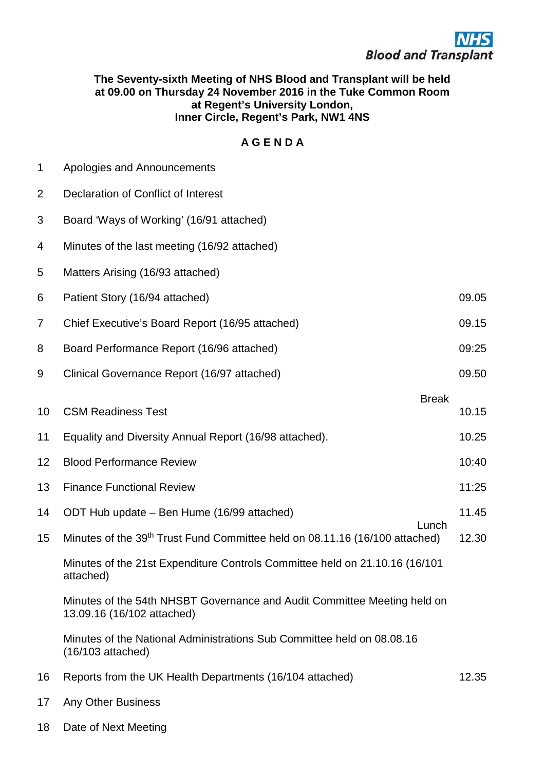NHS Blood and Transplant

**The Seventy-sixth Meeting of NHS Blood and Transplant will be held at 09.00 on Thursday 24 November 2016 in the Tuke Common Room at Regent's University London, Inner Circle, Regent's Park, NW1 4NS**

## A G E N D A

| | | |
|---|---|---|
| 1 | Apologies and Announcements | |
| 2 | Declaration of Conflict of Interest | |
| 3 | Board 'Ways of Working' (16/91 attached) | |
| 4 | Minutes of the last meeting (16/92 attached) | |
| 5 | Matters Arising (16/93 attached) | |
| 6 | Patient Story (16/94 attached) | 09.05 |
| 7 | Chief Executive's Board Report (16/95 attached) | 09.15 |
| 8 | Board Performance Report (16/96 attached) | 09:25 |
| 9 | Clinical Governance Report (16/97 attached) | 09.50 |
| | Break | |
| 10 | CSM Readiness Test | 10.15 |
| 11 | Equality and Diversity Annual Report (16/98 attached). | 10.25 |
| 12 | Blood Performance Review | 10:40 |
| 13 | Finance Functional Review | 11:25 |
| 14 | ODT Hub update – Ben Hume (16/99 attached) | 11.45 |
| | Lunch | |
| 15 | Minutes of the 39th Trust Fund Committee held on 08.11.16 (16/100 attached) | 12.30 |
| | Minutes of the 21st Expenditure Controls Committee held on 21.10.16 (16/101 attached) | |
| | Minutes of the 54th NHSBT Governance and Audit Committee Meeting held on 13.09.16 (16/102 attached) | |
| | Minutes of the National Administrations Sub Committee held on 08.08.16 (16/103 attached) | |
| 16 | Reports from the UK Health Departments (16/104 attached) | 12.35 |
| 17 | Any Other Business | |
| 18 | Date of Next Meeting | |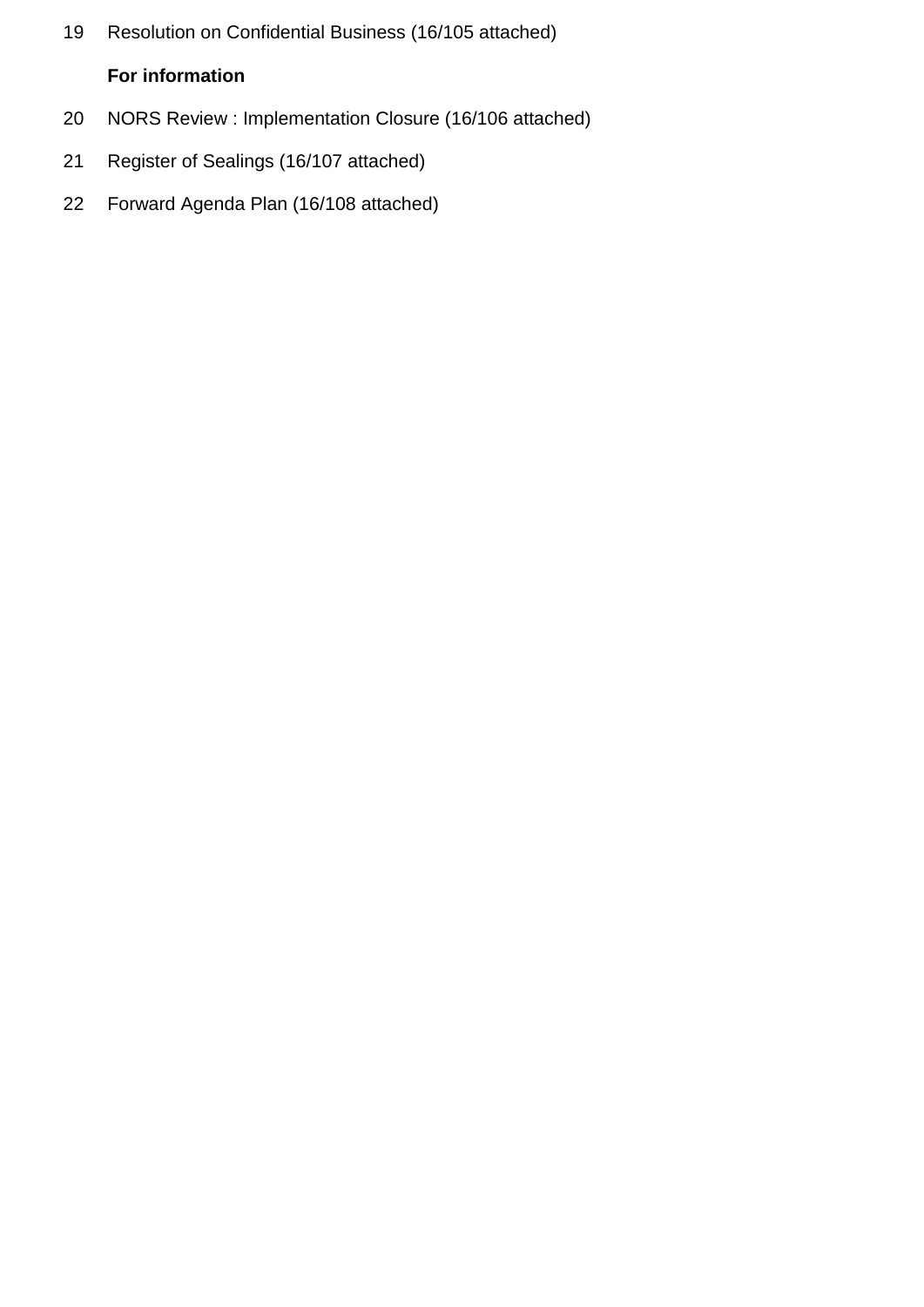19 Resolution on Confidential Business (16/105 attached)

**For information**

20 NORS Review : Implementation Closure (16/106 attached)

21 Register of Sealings (16/107 attached)

22 Forward Agenda Plan (16/108 attached)